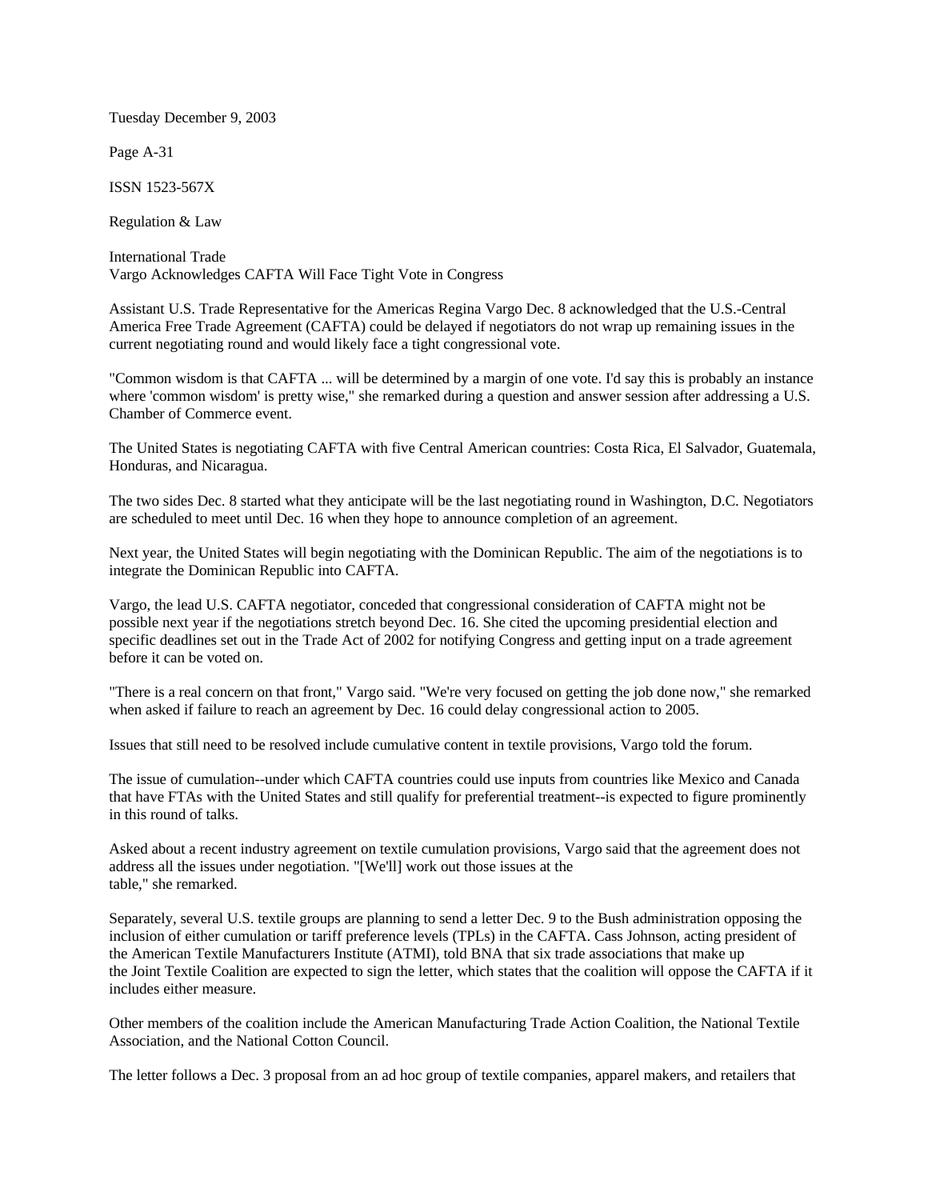Tuesday December 9, 2003

Page A-31

ISSN 1523-567X

Regulation & Law

International Trade

# Vargo Acknowledges CAFTA Will Face Tight Vote in Congress

Assistant U.S. Trade Representative for the Americas Regina Vargo Dec. 8 acknowledged that the U.S.-Central America Free Trade Agreement (CAFTA) could be delayed if negotiators do not wrap up remaining issues in the current negotiating round and would likely face a tight congressional vote.

"Common wisdom is that CAFTA ... will be determined by a margin of one vote. I'd say this is probably an instance where 'common wisdom' is pretty wise," she remarked during a question and answer session after addressing a U.S. Chamber of Commerce event.

The United States is negotiating CAFTA with five Central American countries: Costa Rica, El Salvador, Guatemala, Honduras, and Nicaragua.

The two sides Dec. 8 started what they anticipate will be the last negotiating round in Washington, D.C. Negotiators are scheduled to meet until Dec. 16 when they hope to announce completion of an agreement.

Next year, the United States will begin negotiating with the Dominican Republic. The aim of the negotiations is to integrate the Dominican Republic into CAFTA.

Vargo, the lead U.S. CAFTA negotiator, conceded that congressional consideration of CAFTA might not be possible next year if the negotiations stretch beyond Dec. 16. She cited the upcoming presidential election and specific deadlines set out in the Trade Act of 2002 for notifying Congress and getting input on a trade agreement before it can be voted on.

"There is a real concern on that front," Vargo said. "We're very focused on getting the job done now," she remarked when asked if failure to reach an agreement by Dec. 16 could delay congressional action to 2005.

Issues that still need to be resolved include cumulative content in textile provisions, Vargo told the forum.

The issue of cumulation--under which CAFTA countries could use inputs from countries like Mexico and Canada that have FTAs with the United States and still qualify for preferential treatment--is expected to figure prominently in this round of talks.

Asked about a recent industry agreement on textile cumulation provisions, Vargo said that the agreement does not address all the issues under negotiation. "[We'll] work out those issues at the table," she remarked.

Separately, several U.S. textile groups are planning to send a letter Dec. 9 to the Bush administration opposing the inclusion of either cumulation or tariff preference levels (TPLs) in the CAFTA. Cass Johnson, acting president of the American Textile Manufacturers Institute (ATMI), told BNA that six trade associations that make up the Joint Textile Coalition are expected to sign the letter, which states that the coalition will oppose the CAFTA if it includes either measure.

Other members of the coalition include the American Manufacturing Trade Action Coalition, the National Textile Association, and the National Cotton Council.

The letter follows a Dec. 3 proposal from an ad hoc group of textile companies, apparel makers, and retailers that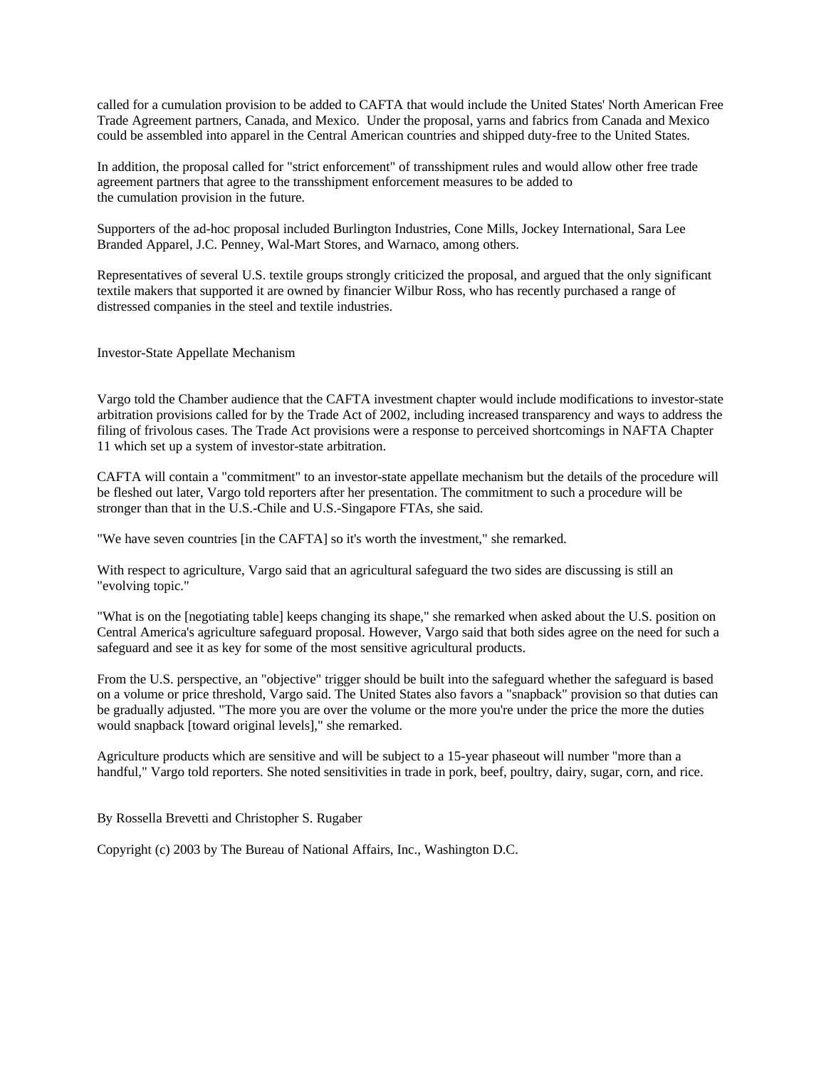called for a cumulation provision to be added to CAFTA that would include the United States' North American Free Trade Agreement partners, Canada, and Mexico. Under the proposal, yarns and fabrics from Canada and Mexico could be assembled into apparel in the Central American countries and shipped duty-free to the United States.

In addition, the proposal called for "strict enforcement" of transshipment rules and would allow other free trade agreement partners that agree to the transshipment enforcement measures to be added to the cumulation provision in the future.

Supporters of the ad-hoc proposal included Burlington Industries, Cone Mills, Jockey International, Sara Lee Branded Apparel, J.C. Penney, Wal-Mart Stores, and Warnaco, among others.

Representatives of several U.S. textile groups strongly criticized the proposal, and argued that the only significant textile makers that supported it are owned by financier Wilbur Ross, who has recently purchased a range of distressed companies in the steel and textile industries.

## Investor-State Appellate Mechanism

Vargo told the Chamber audience that the CAFTA investment chapter would include modifications to investor-state arbitration provisions called for by the Trade Act of 2002, including increased transparency and ways to address the filing of frivolous cases. The Trade Act provisions were a response to perceived shortcomings in NAFTA Chapter 11 which set up a system of investor-state arbitration.

CAFTA will contain a "commitment" to an investor-state appellate mechanism but the details of the procedure will be fleshed out later, Vargo told reporters after her presentation. The commitment to such a procedure will be stronger than that in the U.S.-Chile and U.S.-Singapore FTAs, she said.

"We have seven countries [in the CAFTA] so it's worth the investment," she remarked.

With respect to agriculture, Vargo said that an agricultural safeguard the two sides are discussing is still an "evolving topic."

"What is on the [negotiating table] keeps changing its shape," she remarked when asked about the U.S. position on Central America's agriculture safeguard proposal. However, Vargo said that both sides agree on the need for such a safeguard and see it as key for some of the most sensitive agricultural products.

From the U.S. perspective, an "objective" trigger should be built into the safeguard whether the safeguard is based on a volume or price threshold, Vargo said. The United States also favors a "snapback" provision so that duties can be gradually adjusted. "The more you are over the volume or the more you're under the price the more the duties would snapback [toward original levels]," she remarked.

Agriculture products which are sensitive and will be subject to a 15-year phaseout will number "more than a handful," Vargo told reporters. She noted sensitivities in trade in pork, beef, poultry, dairy, sugar, corn, and rice.

By Rossella Brevetti and Christopher S. Rugaber

Copyright (c) 2003 by The Bureau of National Affairs, Inc., Washington D.C.